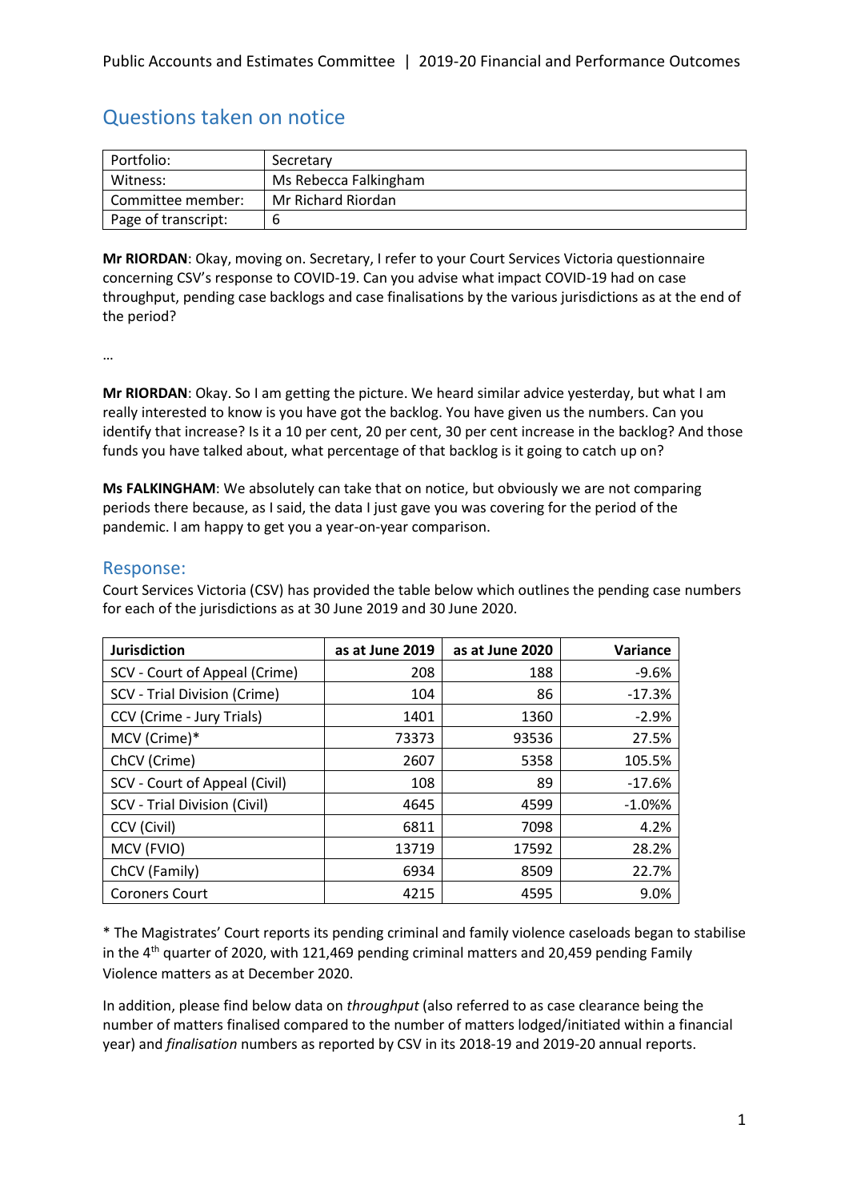# Questions taken on notice

| Portfolio: | Secretary |
| --- | --- |
| Witness: | Ms Rebecca Falkingham |
| Committee member: | Mr Richard Riordan |
| Page of transcript: | 6 |

**Mr RIORDAN**: Okay, moving on. Secretary, I refer to your Court Services Victoria questionnaire concerning CSV's response to COVID-19. Can you advise what impact COVID-19 had on case throughput, pending case backlogs and case finalisations by the various jurisdictions as at the end of the period?

…

**Mr RIORDAN**: Okay. So I am getting the picture. We heard similar advice yesterday, but what I am really interested to know is you have got the backlog. You have given us the numbers. Can you identify that increase? Is it a 10 per cent, 20 per cent, 30 per cent increase in the backlog? And those funds you have talked about, what percentage of that backlog is it going to catch up on?

**Ms FALKINGHAM**: We absolutely can take that on notice, but obviously we are not comparing periods there because, as I said, the data I just gave you was covering for the period of the pandemic. I am happy to get you a year-on-year comparison.

## Response:

Court Services Victoria (CSV) has provided the table below which outlines the pending case numbers for each of the jurisdictions as at 30 June 2019 and 30 June 2020.

| Jurisdiction | as at June 2019 | as at June 2020 | Variance |
| --- | --- | --- | --- |
| SCV - Court of Appeal (Crime) | 208 | 188 | -9.6% |
| SCV - Trial Division (Crime) | 104 | 86 | -17.3% |
| CCV (Crime - Jury Trials) | 1401 | 1360 | -2.9% |
| MCV (Crime)* | 73373 | 93536 | 27.5% |
| ChCV (Crime) | 2607 | 5358 | 105.5% |
| SCV - Court of Appeal (Civil) | 108 | 89 | -17.6% |
| SCV - Trial Division (Civil) | 4645 | 4599 | -1.0%% |
| CCV (Civil) | 6811 | 7098 | 4.2% |
| MCV (FVIO) | 13719 | 17592 | 28.2% |
| ChCV (Family) | 6934 | 8509 | 22.7% |
| Coroners Court | 4215 | 4595 | 9.0% |

\* The Magistrates' Court reports its pending criminal and family violence caseloads began to stabilise in the 4th quarter of 2020, with 121,469 pending criminal matters and 20,459 pending Family Violence matters as at December 2020.

In addition, please find below data on *throughput* (also referred to as case clearance being the number of matters finalised compared to the number of matters lodged/initiated within a financial year) and *finalisation* numbers as reported by CSV in its 2018-19 and 2019-20 annual reports.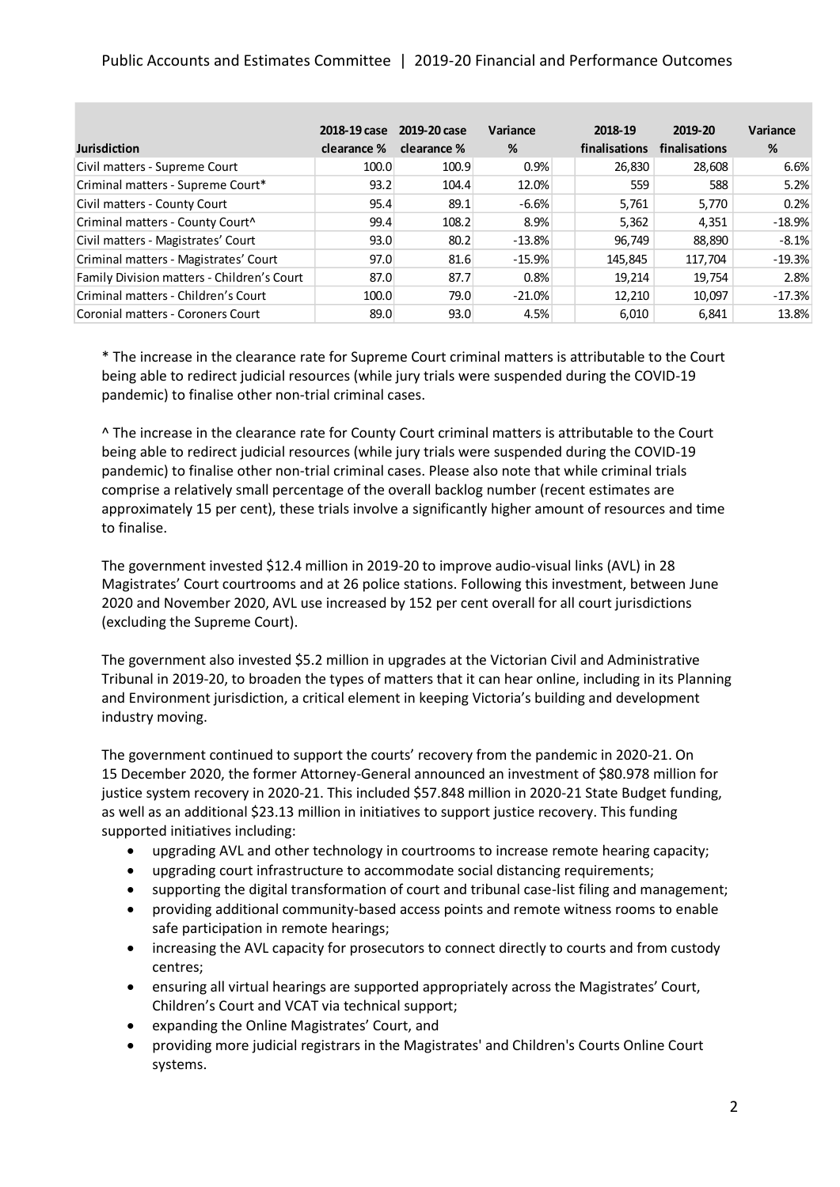| Jurisdiction | 2018-19 case clearance % | 2019-20 case clearance % | Variance % | 2018-19 finalisations | 2019-20 finalisations | Variance % |
|---|---|---|---|---|---|---|
| Civil matters - Supreme Court | 100.0 | 100.9 | 0.9% | 26,830 | 28,608 | 6.6% |
| Criminal matters - Supreme Court* | 93.2 | 104.4 | 12.0% | 559 | 588 | 5.2% |
| Civil matters - County Court | 95.4 | 89.1 | -6.6% | 5,761 | 5,770 | 0.2% |
| Criminal matters - County Court^ | 99.4 | 108.2 | 8.9% | 5,362 | 4,351 | -18.9% |
| Civil matters - Magistrates' Court | 93.0 | 80.2 | -13.8% | 96,749 | 88,890 | -8.1% |
| Criminal matters - Magistrates' Court | 97.0 | 81.6 | -15.9% | 145,845 | 117,704 | -19.3% |
| Family Division matters - Children's Court | 87.0 | 87.7 | 0.8% | 19,214 | 19,754 | 2.8% |
| Criminal matters - Children's Court | 100.0 | 79.0 | -21.0% | 12,210 | 10,097 | -17.3% |
| Coronial matters - Coroners Court | 89.0 | 93.0 | 4.5% | 6,010 | 6,841 | 13.8% |

* The increase in the clearance rate for Supreme Court criminal matters is attributable to the Court being able to redirect judicial resources (while jury trials were suspended during the COVID-19 pandemic) to finalise other non-trial criminal cases.

^ The increase in the clearance rate for County Court criminal matters is attributable to the Court being able to redirect judicial resources (while jury trials were suspended during the COVID-19 pandemic) to finalise other non-trial criminal cases. Please also note that while criminal trials comprise a relatively small percentage of the overall backlog number (recent estimates are approximately 15 per cent), these trials involve a significantly higher amount of resources and time to finalise.

The government invested $12.4 million in 2019-20 to improve audio-visual links (AVL) in 28 Magistrates' Court courtrooms and at 26 police stations. Following this investment, between June 2020 and November 2020, AVL use increased by 152 per cent overall for all court jurisdictions (excluding the Supreme Court).

The government also invested $5.2 million in upgrades at the Victorian Civil and Administrative Tribunal in 2019-20, to broaden the types of matters that it can hear online, including in its Planning and Environment jurisdiction, a critical element in keeping Victoria's building and development industry moving.

The government continued to support the courts' recovery from the pandemic in 2020-21. On 15 December 2020, the former Attorney-General announced an investment of $80.978 million for justice system recovery in 2020-21. This included $57.848 million in 2020-21 State Budget funding, as well as an additional $23.13 million in initiatives to support justice recovery. This funding supported initiatives including:

- upgrading AVL and other technology in courtrooms to increase remote hearing capacity;
- upgrading court infrastructure to accommodate social distancing requirements;
- supporting the digital transformation of court and tribunal case-list filing and management;
- providing additional community-based access points and remote witness rooms to enable safe participation in remote hearings;
- increasing the AVL capacity for prosecutors to connect directly to courts and from custody centres;
- ensuring all virtual hearings are supported appropriately across the Magistrates' Court, Children's Court and VCAT via technical support;
- expanding the Online Magistrates' Court, and
- providing more judicial registrars in the Magistrates' and Children's Courts Online Court systems.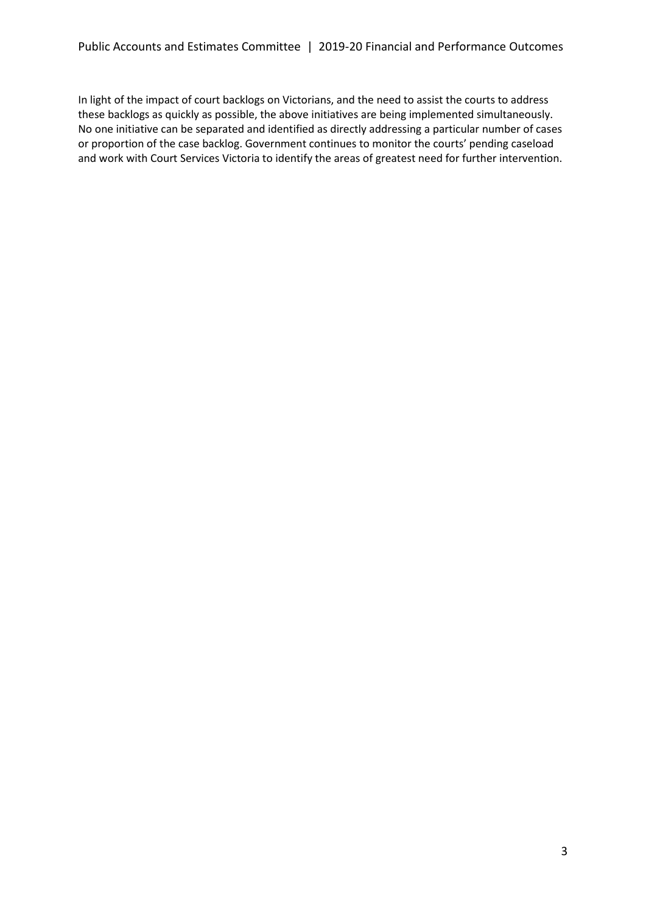In light of the impact of court backlogs on Victorians, and the need to assist the courts to address these backlogs as quickly as possible, the above initiatives are being implemented simultaneously. No one initiative can be separated and identified as directly addressing a particular number of cases or proportion of the case backlog. Government continues to monitor the courts' pending caseload and work with Court Services Victoria to identify the areas of greatest need for further intervention.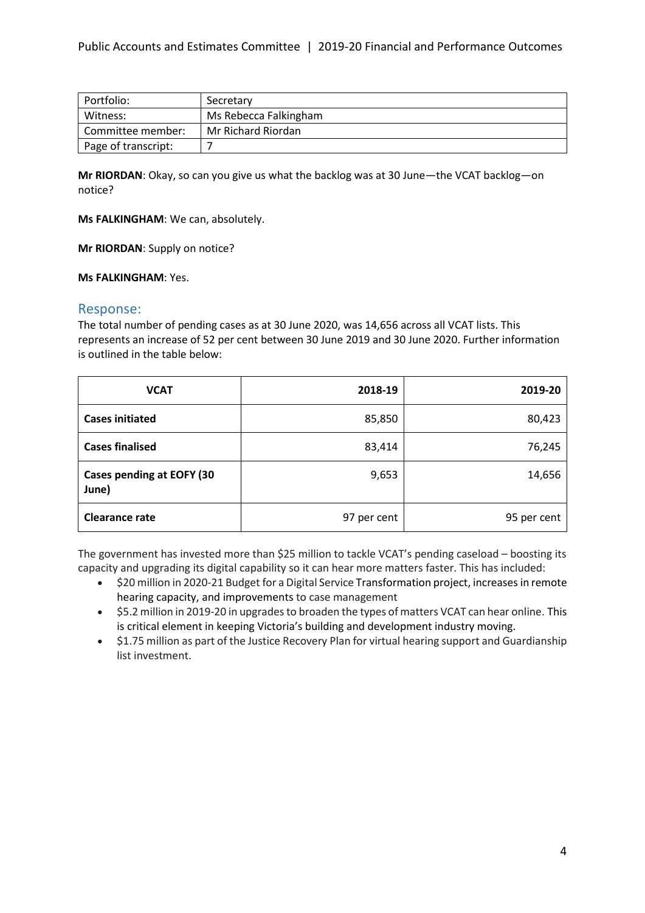| Portfolio: | Secretary |
|---|---|
| Witness: | Ms Rebecca Falkingham |
| Committee member: | Mr Richard Riordan |
| Page of transcript: | 7 |

**Mr RIORDAN**: Okay, so can you give us what the backlog was at 30 June—the VCAT backlog—on notice?

**Ms FALKINGHAM**: We can, absolutely.

**Mr RIORDAN**: Supply on notice?

**Ms FALKINGHAM**: Yes.

## Response:

The total number of pending cases as at 30 June 2020, was 14,656 across all VCAT lists. This represents an increase of 52 per cent between 30 June 2019 and 30 June 2020. Further information is outlined in the table below:

| VCAT | 2018-19 | 2019-20 |
|---|---|---|
| **Cases initiated** | 85,850 | 80,423 |
| **Cases finalised** | 83,414 | 76,245 |
| **Cases pending at EOFY (30 June)** | 9,653 | 14,656 |
| **Clearance rate** | 97 per cent | 95 per cent |

The government has invested more than $25 million to tackle VCAT's pending caseload – boosting its capacity and upgrading its digital capability so it can hear more matters faster. This has included:

- $20 million in 2020-21 Budget for a Digital Service Transformation project, increases in remote hearing capacity, and improvements to case management
- $5.2 million in 2019-20 in upgrades to broaden the types of matters VCAT can hear online. This is critical element in keeping Victoria's building and development industry moving.
- $1.75 million as part of the Justice Recovery Plan for virtual hearing support and Guardianship list investment.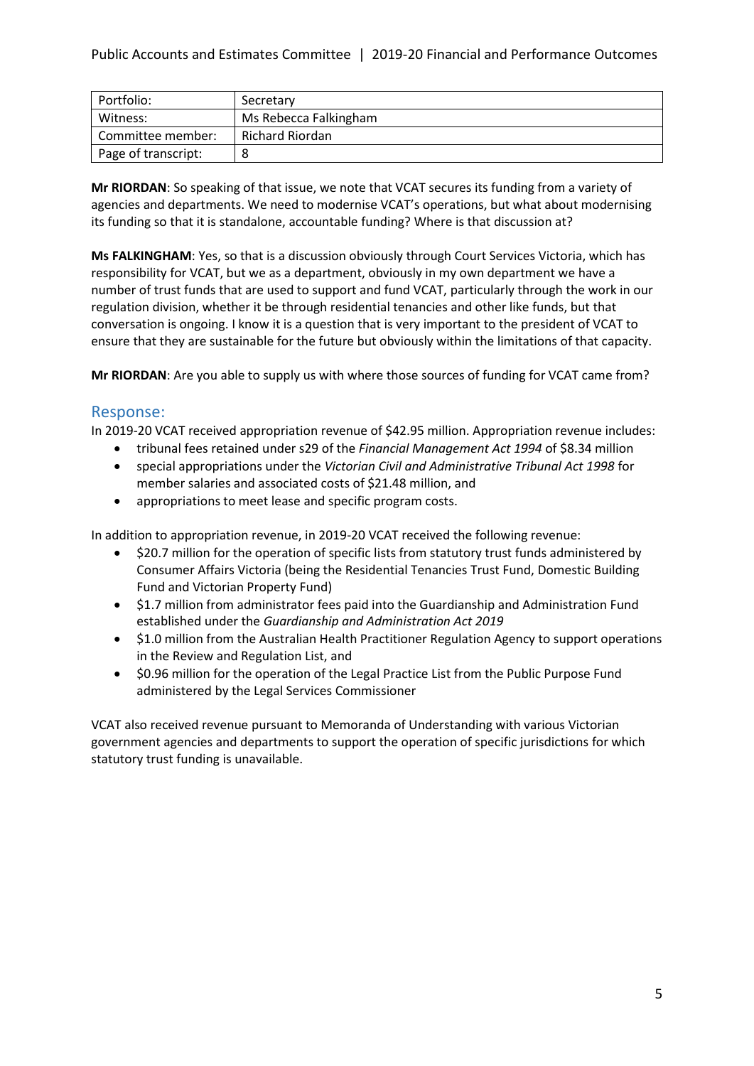| Portfolio: | Secretary |
| --- | --- |
| Witness: | Ms Rebecca Falkingham |
| Committee member: | Richard Riordan |
| Page of transcript: | 8 |

**Mr RIORDAN**: So speaking of that issue, we note that VCAT secures its funding from a variety of agencies and departments. We need to modernise VCAT's operations, but what about modernising its funding so that it is standalone, accountable funding? Where is that discussion at?

**Ms FALKINGHAM**: Yes, so that is a discussion obviously through Court Services Victoria, which has responsibility for VCAT, but we as a department, obviously in my own department we have a number of trust funds that are used to support and fund VCAT, particularly through the work in our regulation division, whether it be through residential tenancies and other like funds, but that conversation is ongoing. I know it is a question that is very important to the president of VCAT to ensure that they are sustainable for the future but obviously within the limitations of that capacity.

**Mr RIORDAN**: Are you able to supply us with where those sources of funding for VCAT came from?

## Response:

In 2019-20 VCAT received appropriation revenue of $42.95 million. Appropriation revenue includes:

- tribunal fees retained under s29 of the *Financial Management Act 1994* of $8.34 million
- special appropriations under the *Victorian Civil and Administrative Tribunal Act 1998* for member salaries and associated costs of $21.48 million, and
- appropriations to meet lease and specific program costs.

In addition to appropriation revenue, in 2019-20 VCAT received the following revenue:

- $20.7 million for the operation of specific lists from statutory trust funds administered by Consumer Affairs Victoria (being the Residential Tenancies Trust Fund, Domestic Building Fund and Victorian Property Fund)
- $1.7 million from administrator fees paid into the Guardianship and Administration Fund established under the *Guardianship and Administration Act 2019*
- $1.0 million from the Australian Health Practitioner Regulation Agency to support operations in the Review and Regulation List, and
- $0.96 million for the operation of the Legal Practice List from the Public Purpose Fund administered by the Legal Services Commissioner

VCAT also received revenue pursuant to Memoranda of Understanding with various Victorian government agencies and departments to support the operation of specific jurisdictions for which statutory trust funding is unavailable.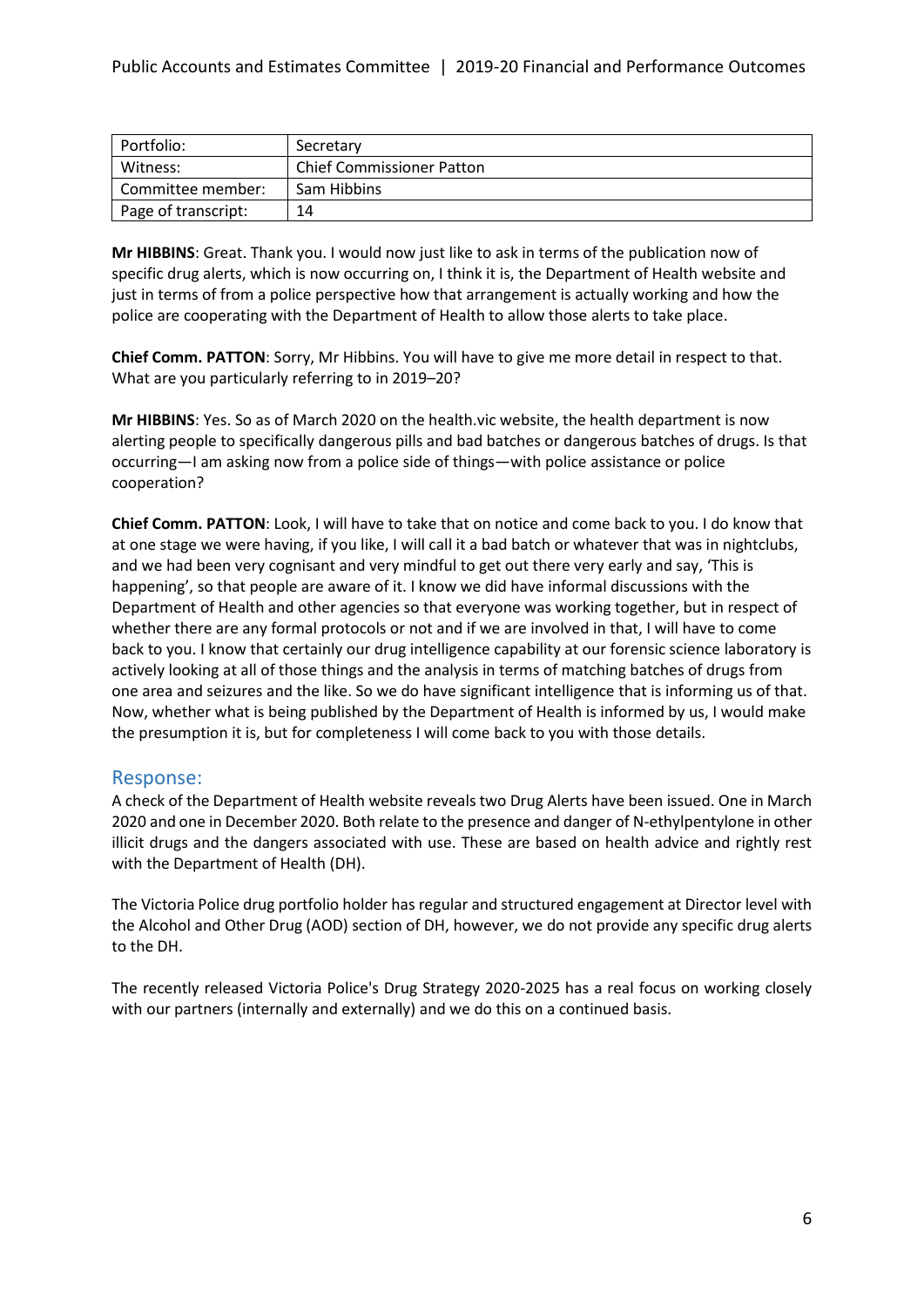| Portfolio: | Secretary |
| --- | --- |
| Witness: | Chief Commissioner Patton |
| Committee member: | Sam Hibbins |
| Page of transcript: | 14 |

**Mr HIBBINS**: Great. Thank you. I would now just like to ask in terms of the publication now of specific drug alerts, which is now occurring on, I think it is, the Department of Health website and just in terms of from a police perspective how that arrangement is actually working and how the police are cooperating with the Department of Health to allow those alerts to take place.

**Chief Comm. PATTON**: Sorry, Mr Hibbins. You will have to give me more detail in respect to that. What are you particularly referring to in 2019–20?

**Mr HIBBINS**: Yes. So as of March 2020 on the health.vic website, the health department is now alerting people to specifically dangerous pills and bad batches or dangerous batches of drugs. Is that occurring—I am asking now from a police side of things—with police assistance or police cooperation?

**Chief Comm. PATTON**: Look, I will have to take that on notice and come back to you. I do know that at one stage we were having, if you like, I will call it a bad batch or whatever that was in nightclubs, and we had been very cognisant and very mindful to get out there very early and say, 'This is happening', so that people are aware of it. I know we did have informal discussions with the Department of Health and other agencies so that everyone was working together, but in respect of whether there are any formal protocols or not and if we are involved in that, I will have to come back to you. I know that certainly our drug intelligence capability at our forensic science laboratory is actively looking at all of those things and the analysis in terms of matching batches of drugs from one area and seizures and the like. So we do have significant intelligence that is informing us of that. Now, whether what is being published by the Department of Health is informed by us, I would make the presumption it is, but for completeness I will come back to you with those details.

## Response:

A check of the Department of Health website reveals two Drug Alerts have been issued. One in March 2020 and one in December 2020. Both relate to the presence and danger of N-ethylpentylone in other illicit drugs and the dangers associated with use. These are based on health advice and rightly rest with the Department of Health (DH).

The Victoria Police drug portfolio holder has regular and structured engagement at Director level with the Alcohol and Other Drug (AOD) section of DH, however, we do not provide any specific drug alerts to the DH.

The recently released Victoria Police's Drug Strategy 2020-2025 has a real focus on working closely with our partners (internally and externally) and we do this on a continued basis.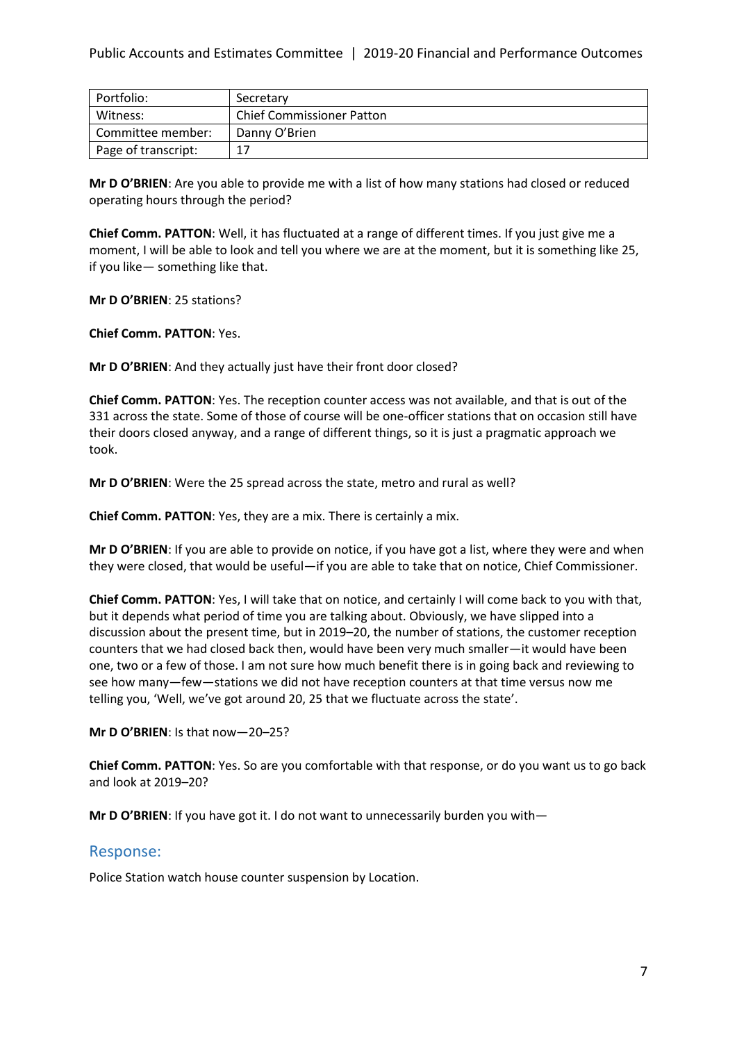| Portfolio: | Secretary |
| --- | --- |
| Witness: | Chief Commissioner Patton |
| Committee member: | Danny O'Brien |
| Page of transcript: | 17 |

**Mr D O'BRIEN**: Are you able to provide me with a list of how many stations had closed or reduced operating hours through the period?

**Chief Comm. PATTON**: Well, it has fluctuated at a range of different times. If you just give me a moment, I will be able to look and tell you where we are at the moment, but it is something like 25, if you like— something like that.

**Mr D O'BRIEN**: 25 stations?

**Chief Comm. PATTON**: Yes.

**Mr D O'BRIEN**: And they actually just have their front door closed?

**Chief Comm. PATTON**: Yes. The reception counter access was not available, and that is out of the 331 across the state. Some of those of course will be one-officer stations that on occasion still have their doors closed anyway, and a range of different things, so it is just a pragmatic approach we took.

**Mr D O'BRIEN**: Were the 25 spread across the state, metro and rural as well?

**Chief Comm. PATTON**: Yes, they are a mix. There is certainly a mix.

**Mr D O'BRIEN**: If you are able to provide on notice, if you have got a list, where they were and when they were closed, that would be useful—if you are able to take that on notice, Chief Commissioner.

**Chief Comm. PATTON**: Yes, I will take that on notice, and certainly I will come back to you with that, but it depends what period of time you are talking about. Obviously, we have slipped into a discussion about the present time, but in 2019–20, the number of stations, the customer reception counters that we had closed back then, would have been very much smaller—it would have been one, two or a few of those. I am not sure how much benefit there is in going back and reviewing to see how many—few—stations we did not have reception counters at that time versus now me telling you, 'Well, we've got around 20, 25 that we fluctuate across the state'.

**Mr D O'BRIEN**: Is that now—20–25?

**Chief Comm. PATTON**: Yes. So are you comfortable with that response, or do you want us to go back and look at 2019–20?

**Mr D O'BRIEN**: If you have got it. I do not want to unnecessarily burden you with—

## Response:

Police Station watch house counter suspension by Location.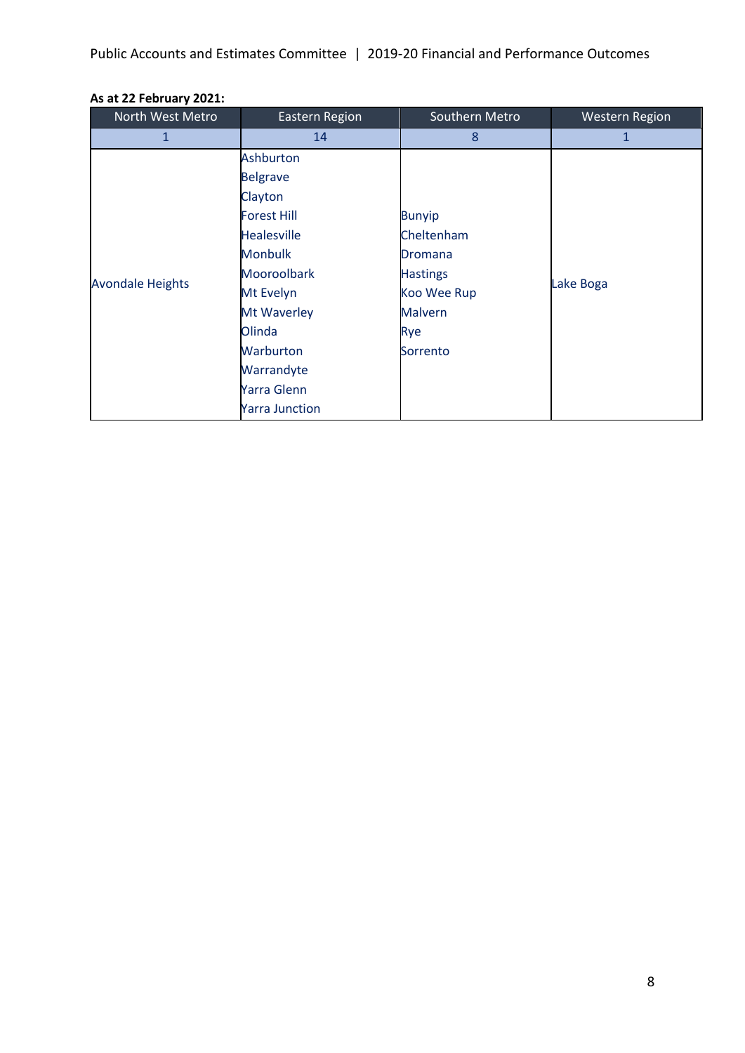**As at 22 February 2021:**

| North West Metro | Eastern Region | Southern Metro | Western Region |
|---|---|---|---|
| 1 | 14 | 8 | 1 |
| Avondale Heights | Ashburton<br>Belgrave<br>Clayton<br>Forest Hill<br>Healesville<br>Monbulk<br>Mooroolbark<br>Mt Evelyn<br>Mt Waverley<br>Olinda<br>Warburton<br>Warrandyte<br>Yarra Glenn<br>Yarra Junction | Bunyip<br>Cheltenham<br>Dromana<br>Hastings<br>Koo Wee Rup<br>Malvern<br>Rye<br>Sorrento | Lake Boga |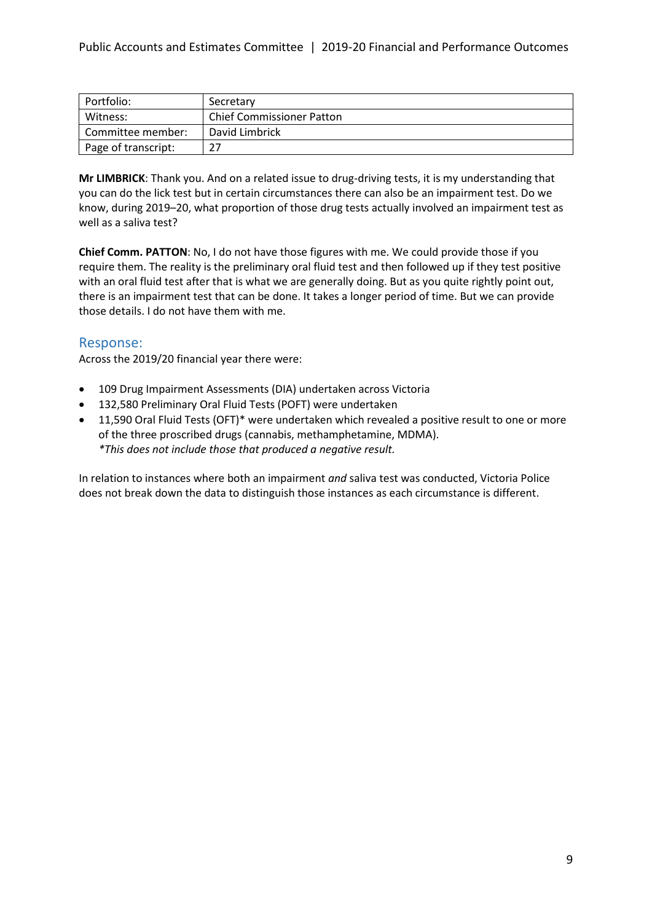| Portfolio: | Secretary |
| --- | --- |
| Witness: | Chief Commissioner Patton |
| Committee member: | David Limbrick |
| Page of transcript: | 27 |

**Mr LIMBRICK**: Thank you. And on a related issue to drug-driving tests, it is my understanding that you can do the lick test but in certain circumstances there can also be an impairment test. Do we know, during 2019–20, what proportion of those drug tests actually involved an impairment test as well as a saliva test?

**Chief Comm. PATTON**: No, I do not have those figures with me. We could provide those if you require them. The reality is the preliminary oral fluid test and then followed up if they test positive with an oral fluid test after that is what we are generally doing. But as you quite rightly point out, there is an impairment test that can be done. It takes a longer period of time. But we can provide those details. I do not have them with me.

## Response:

Across the 2019/20 financial year there were:

- 109 Drug Impairment Assessments (DIA) undertaken across Victoria
- 132,580 Preliminary Oral Fluid Tests (POFT) were undertaken
- 11,590 Oral Fluid Tests (OFT)* were undertaken which revealed a positive result to one or more of the three proscribed drugs (cannabis, methamphetamine, MDMA).
  *\*This does not include those that produced a negative result.*

In relation to instances where both an impairment *and* saliva test was conducted, Victoria Police does not break down the data to distinguish those instances as each circumstance is different.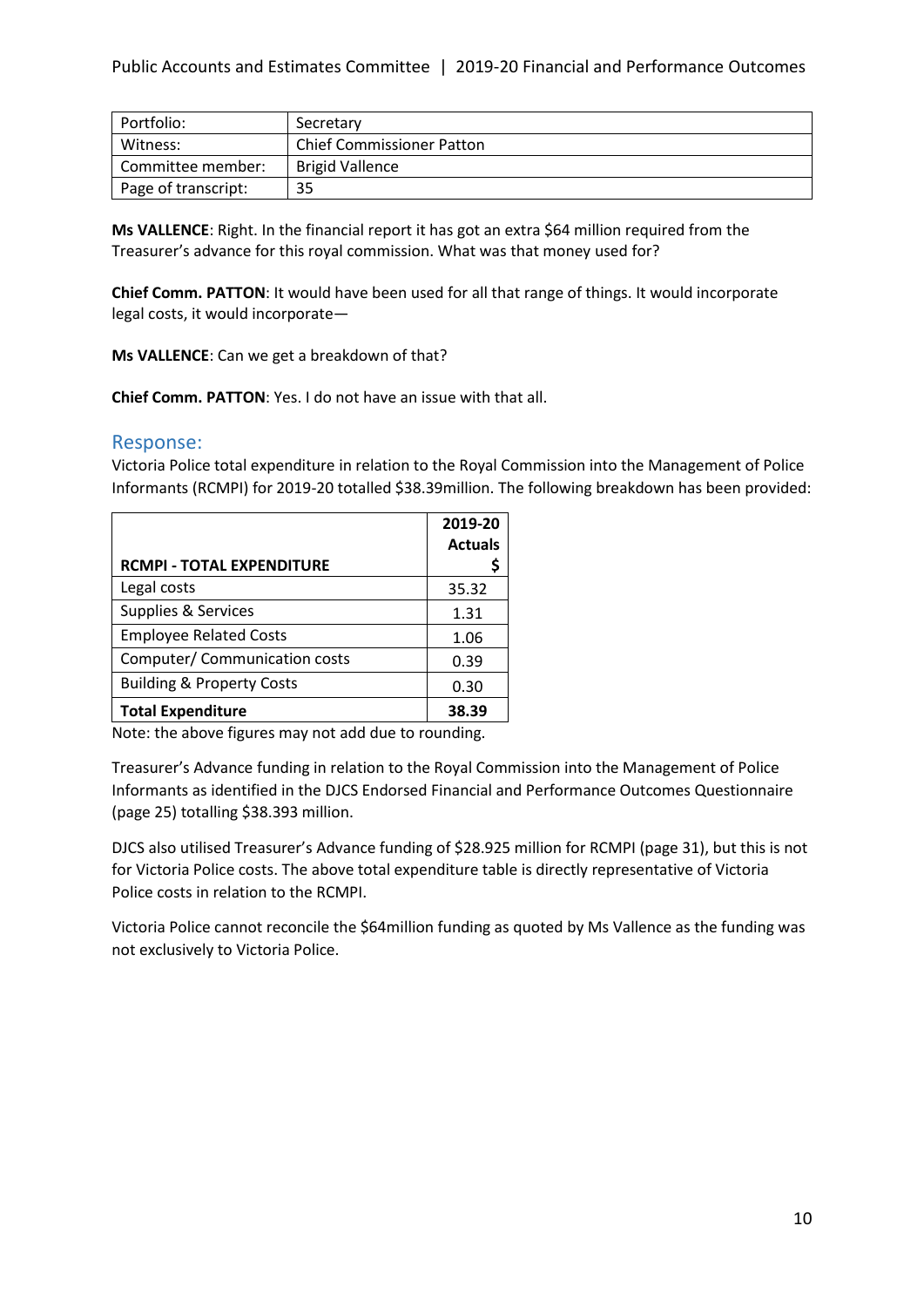| Portfolio: | Secretary |
|---|---|
| Witness: | Chief Commissioner Patton |
| Committee member: | Brigid Vallence |
| Page of transcript: | 35 |

**Ms VALLENCE**: Right. In the financial report it has got an extra $64 million required from the Treasurer's advance for this royal commission. What was that money used for?

**Chief Comm. PATTON**: It would have been used for all that range of things. It would incorporate legal costs, it would incorporate—

**Ms VALLENCE**: Can we get a breakdown of that?

**Chief Comm. PATTON**: Yes. I do not have an issue with that all.

## Response:

Victoria Police total expenditure in relation to the Royal Commission into the Management of Police Informants (RCMPI) for 2019-20 totalled $38.39million. The following breakdown has been provided:

| RCMPI - TOTAL EXPENDITURE | 2019-20 Actuals $ |
|---|---|
| Legal costs | 35.32 |
| Supplies & Services | 1.31 |
| Employee Related Costs | 1.06 |
| Computer/ Communication costs | 0.39 |
| Building & Property Costs | 0.30 |
| **Total Expenditure** | **38.39** |

Note: the above figures may not add due to rounding.

Treasurer's Advance funding in relation to the Royal Commission into the Management of Police Informants as identified in the DJCS Endorsed Financial and Performance Outcomes Questionnaire (page 25) totalling $38.393 million.

DJCS also utilised Treasurer's Advance funding of $28.925 million for RCMPI (page 31), but this is not for Victoria Police costs. The above total expenditure table is directly representative of Victoria Police costs in relation to the RCMPI.

Victoria Police cannot reconcile the $64million funding as quoted by Ms Vallence as the funding was not exclusively to Victoria Police.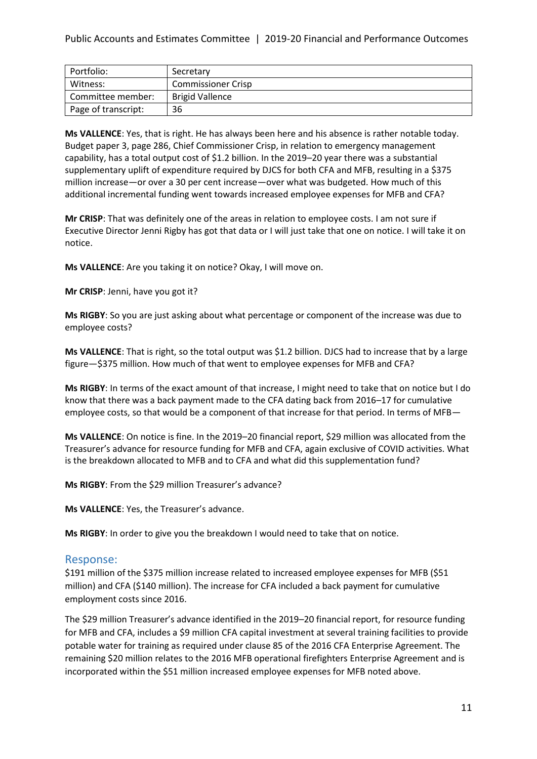| Portfolio: | Secretary |
|---|---|
| Witness: | Commissioner Crisp |
| Committee member: | Brigid Vallence |
| Page of transcript: | 36 |

**Ms VALLENCE**: Yes, that is right. He has always been here and his absence is rather notable today. Budget paper 3, page 286, Chief Commissioner Crisp, in relation to emergency management capability, has a total output cost of $1.2 billion. In the 2019–20 year there was a substantial supplementary uplift of expenditure required by DJCS for both CFA and MFB, resulting in a $375 million increase—or over a 30 per cent increase—over what was budgeted. How much of this additional incremental funding went towards increased employee expenses for MFB and CFA?

**Mr CRISP**: That was definitely one of the areas in relation to employee costs. I am not sure if Executive Director Jenni Rigby has got that data or I will just take that one on notice. I will take it on notice.

**Ms VALLENCE**: Are you taking it on notice? Okay, I will move on.

**Mr CRISP**: Jenni, have you got it?

**Ms RIGBY**: So you are just asking about what percentage or component of the increase was due to employee costs?

**Ms VALLENCE**: That is right, so the total output was $1.2 billion. DJCS had to increase that by a large figure—$375 million. How much of that went to employee expenses for MFB and CFA?

**Ms RIGBY**: In terms of the exact amount of that increase, I might need to take that on notice but I do know that there was a back payment made to the CFA dating back from 2016–17 for cumulative employee costs, so that would be a component of that increase for that period. In terms of MFB—

**Ms VALLENCE**: On notice is fine. In the 2019–20 financial report, $29 million was allocated from the Treasurer's advance for resource funding for MFB and CFA, again exclusive of COVID activities. What is the breakdown allocated to MFB and to CFA and what did this supplementation fund?

**Ms RIGBY**: From the $29 million Treasurer's advance?

**Ms VALLENCE**: Yes, the Treasurer's advance.

**Ms RIGBY**: In order to give you the breakdown I would need to take that on notice.

## Response:

$191 million of the $375 million increase related to increased employee expenses for MFB ($51 million) and CFA ($140 million). The increase for CFA included a back payment for cumulative employment costs since 2016.

The $29 million Treasurer's advance identified in the 2019–20 financial report, for resource funding for MFB and CFA, includes a $9 million CFA capital investment at several training facilities to provide potable water for training as required under clause 85 of the 2016 CFA Enterprise Agreement. The remaining $20 million relates to the 2016 MFB operational firefighters Enterprise Agreement and is incorporated within the $51 million increased employee expenses for MFB noted above.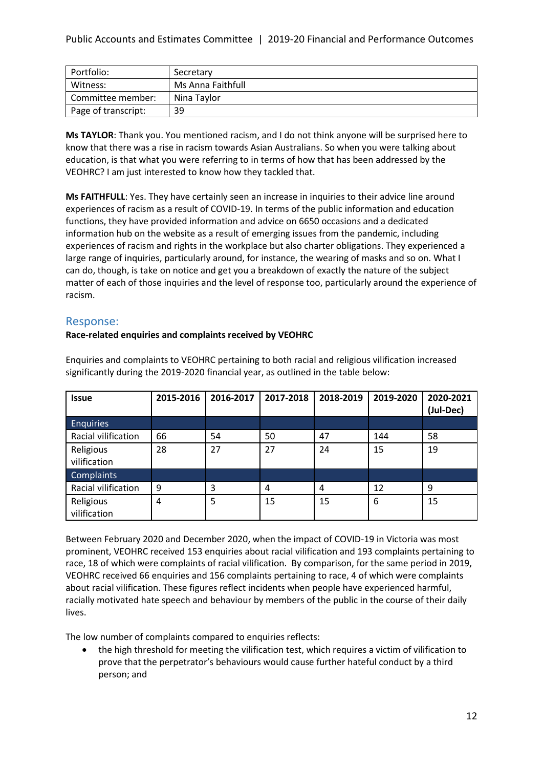| Portfolio: | Secretary |
| --- | --- |
| Witness: | Ms Anna Faithfull |
| Committee member: | Nina Taylor |
| Page of transcript: | 39 |

**Ms TAYLOR**: Thank you. You mentioned racism, and I do not think anyone will be surprised here to know that there was a rise in racism towards Asian Australians. So when you were talking about education, is that what you were referring to in terms of how that has been addressed by the VEOHRC? I am just interested to know how they tackled that.

**Ms FAITHFULL**: Yes. They have certainly seen an increase in inquiries to their advice line around experiences of racism as a result of COVID-19. In terms of the public information and education functions, they have provided information and advice on 6650 occasions and a dedicated information hub on the website as a result of emerging issues from the pandemic, including experiences of racism and rights in the workplace but also charter obligations. They experienced a large range of inquiries, particularly around, for instance, the wearing of masks and so on. What I can do, though, is take on notice and get you a breakdown of exactly the nature of the subject matter of each of those inquiries and the level of response too, particularly around the experience of racism.

## Response:

**Race-related enquiries and complaints received by VEOHRC**

Enquiries and complaints to VEOHRC pertaining to both racial and religious vilification increased significantly during the 2019-2020 financial year, as outlined in the table below:

| Issue | 2015-2016 | 2016-2017 | 2017-2018 | 2018-2019 | 2019-2020 | 2020-2021 (Jul-Dec) |
| --- | --- | --- | --- | --- | --- | --- |
| Enquiries | | | | | | |
| Racial vilification | 66 | 54 | 50 | 47 | 144 | 58 |
| Religious vilification | 28 | 27 | 27 | 24 | 15 | 19 |
| Complaints | | | | | | |
| Racial vilification | 9 | 3 | 4 | 4 | 12 | 9 |
| Religious vilification | 4 | 5 | 15 | 15 | 6 | 15 |

Between February 2020 and December 2020, when the impact of COVID-19 in Victoria was most prominent, VEOHRC received 153 enquiries about racial vilification and 193 complaints pertaining to race, 18 of which were complaints of racial vilification. By comparison, for the same period in 2019, VEOHRC received 66 enquiries and 156 complaints pertaining to race, 4 of which were complaints about racial vilification. These figures reflect incidents when people have experienced harmful, racially motivated hate speech and behaviour by members of the public in the course of their daily lives.

The low number of complaints compared to enquiries reflects:

- the high threshold for meeting the vilification test, which requires a victim of vilification to prove that the perpetrator's behaviours would cause further hateful conduct by a third person; and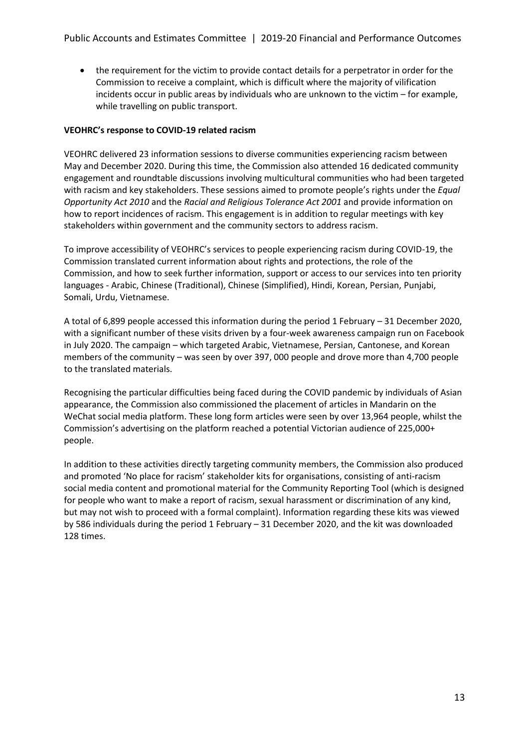- the requirement for the victim to provide contact details for a perpetrator in order for the Commission to receive a complaint, which is difficult where the majority of vilification incidents occur in public areas by individuals who are unknown to the victim – for example, while travelling on public transport.

**VEOHRC's response to COVID-19 related racism**

VEOHRC delivered 23 information sessions to diverse communities experiencing racism between May and December 2020. During this time, the Commission also attended 16 dedicated community engagement and roundtable discussions involving multicultural communities who had been targeted with racism and key stakeholders. These sessions aimed to promote people's rights under the *Equal Opportunity Act 2010* and the *Racial and Religious Tolerance Act 2001* and provide information on how to report incidences of racism. This engagement is in addition to regular meetings with key stakeholders within government and the community sectors to address racism.

To improve accessibility of VEOHRC's services to people experiencing racism during COVID-19, the Commission translated current information about rights and protections, the role of the Commission, and how to seek further information, support or access to our services into ten priority languages - Arabic, Chinese (Traditional), Chinese (Simplified), Hindi, Korean, Persian, Punjabi, Somali, Urdu, Vietnamese.

A total of 6,899 people accessed this information during the period 1 February – 31 December 2020, with a significant number of these visits driven by a four-week awareness campaign run on Facebook in July 2020. The campaign – which targeted Arabic, Vietnamese, Persian, Cantonese, and Korean members of the community – was seen by over 397, 000 people and drove more than 4,700 people to the translated materials.

Recognising the particular difficulties being faced during the COVID pandemic by individuals of Asian appearance, the Commission also commissioned the placement of articles in Mandarin on the WeChat social media platform. These long form articles were seen by over 13,964 people, whilst the Commission's advertising on the platform reached a potential Victorian audience of 225,000+ people.

In addition to these activities directly targeting community members, the Commission also produced and promoted 'No place for racism' stakeholder kits for organisations, consisting of anti-racism social media content and promotional material for the Community Reporting Tool (which is designed for people who want to make a report of racism, sexual harassment or discrimination of any kind, but may not wish to proceed with a formal complaint). Information regarding these kits was viewed by 586 individuals during the period 1 February – 31 December 2020, and the kit was downloaded 128 times.